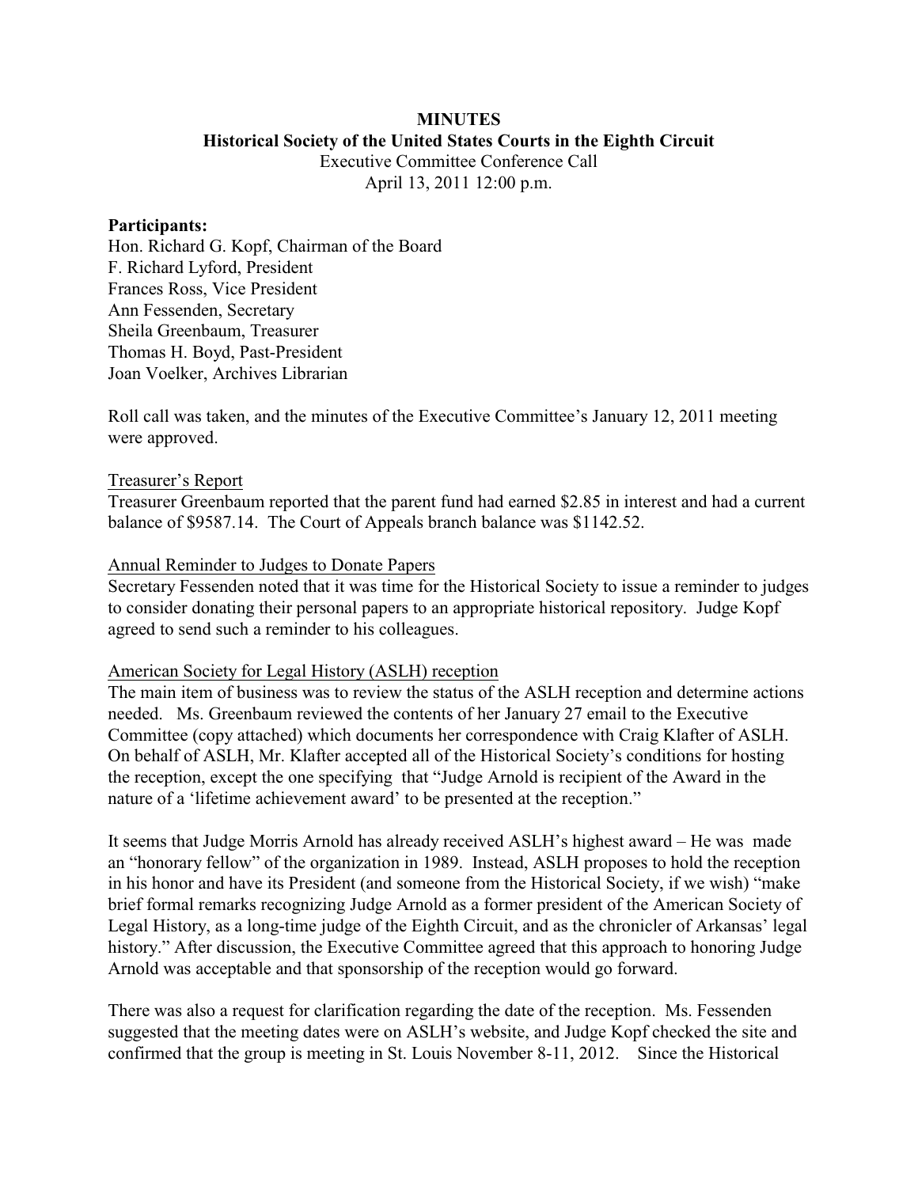**MINUTES**

**Historical Society of the United States Courts in the Eighth Circuit**

Executive Committee Conference Call

April 13, 2011 12:00 p.m.

**Participants:**

Hon. Richard G. Kopf, Chairman of the Board
F. Richard Lyford, President
Frances Ross, Vice President
Ann Fessenden, Secretary
Sheila Greenbaum, Treasurer
Thomas H. Boyd, Past-President
Joan Voelker, Archives Librarian

Roll call was taken, and the minutes of the Executive Committee's January 12, 2011 meeting were approved.

Treasurer's Report

Treasurer Greenbaum reported that the parent fund had earned $2.85 in interest and had a current balance of $9587.14. The Court of Appeals branch balance was $1142.52.

Annual Reminder to Judges to Donate Papers

Secretary Fessenden noted that it was time for the Historical Society to issue a reminder to judges to consider donating their personal papers to an appropriate historical repository. Judge Kopf agreed to send such a reminder to his colleagues.

American Society for Legal History (ASLH) reception

The main item of business was to review the status of the ASLH reception and determine actions needed. Ms. Greenbaum reviewed the contents of her January 27 email to the Executive Committee (copy attached) which documents her correspondence with Craig Klafter of ASLH. On behalf of ASLH, Mr. Klafter accepted all of the Historical Society's conditions for hosting the reception, except the one specifying that "Judge Arnold is recipient of the Award in the nature of a 'lifetime achievement award' to be presented at the reception."

It seems that Judge Morris Arnold has already received ASLH's highest award – He was made an "honorary fellow" of the organization in 1989. Instead, ASLH proposes to hold the reception in his honor and have its President (and someone from the Historical Society, if we wish) "make brief formal remarks recognizing Judge Arnold as a former president of the American Society of Legal History, as a long-time judge of the Eighth Circuit, and as the chronicler of Arkansas' legal history." After discussion, the Executive Committee agreed that this approach to honoring Judge Arnold was acceptable and that sponsorship of the reception would go forward.

There was also a request for clarification regarding the date of the reception. Ms. Fessenden suggested that the meeting dates were on ASLH's website, and Judge Kopf checked the site and confirmed that the group is meeting in St. Louis November 8-11, 2012. Since the Historical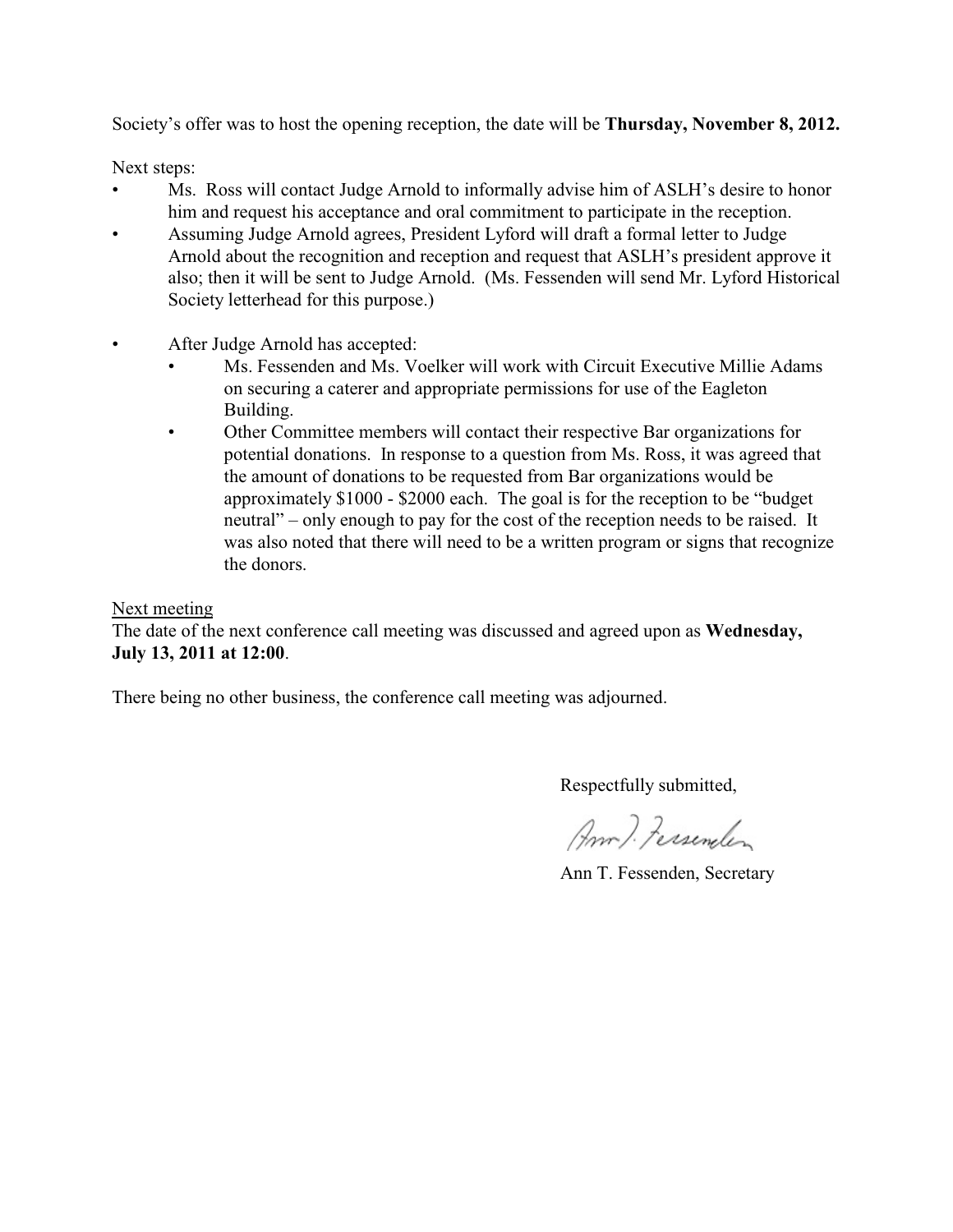Society's offer was to host the opening reception, the date will be **Thursday, November 8, 2012.**

Next steps:

- Ms. Ross will contact Judge Arnold to informally advise him of ASLH's desire to honor him and request his acceptance and oral commitment to participate in the reception.
- Assuming Judge Arnold agrees, President Lyford will draft a formal letter to Judge Arnold about the recognition and reception and request that ASLH's president approve it also; then it will be sent to Judge Arnold. (Ms. Fessenden will send Mr. Lyford Historical Society letterhead for this purpose.)
- After Judge Arnold has accepted:
    - Ms. Fessenden and Ms. Voelker will work with Circuit Executive Millie Adams on securing a caterer and appropriate permissions for use of the Eagleton Building.
    - Other Committee members will contact their respective Bar organizations for potential donations. In response to a question from Ms. Ross, it was agreed that the amount of donations to be requested from Bar organizations would be approximately $1000 - $2000 each. The goal is for the reception to be "budget neutral" – only enough to pay for the cost of the reception needs to be raised. It was also noted that there will need to be a written program or signs that recognize the donors.

<u>Next meeting</u>

The date of the next conference call meeting was discussed and agreed upon as **Wednesday, July 13, 2011 at 12:00**.

There being no other business, the conference call meeting was adjourned.

Respectfully submitted,

Ann T. Fessenden, Secretary